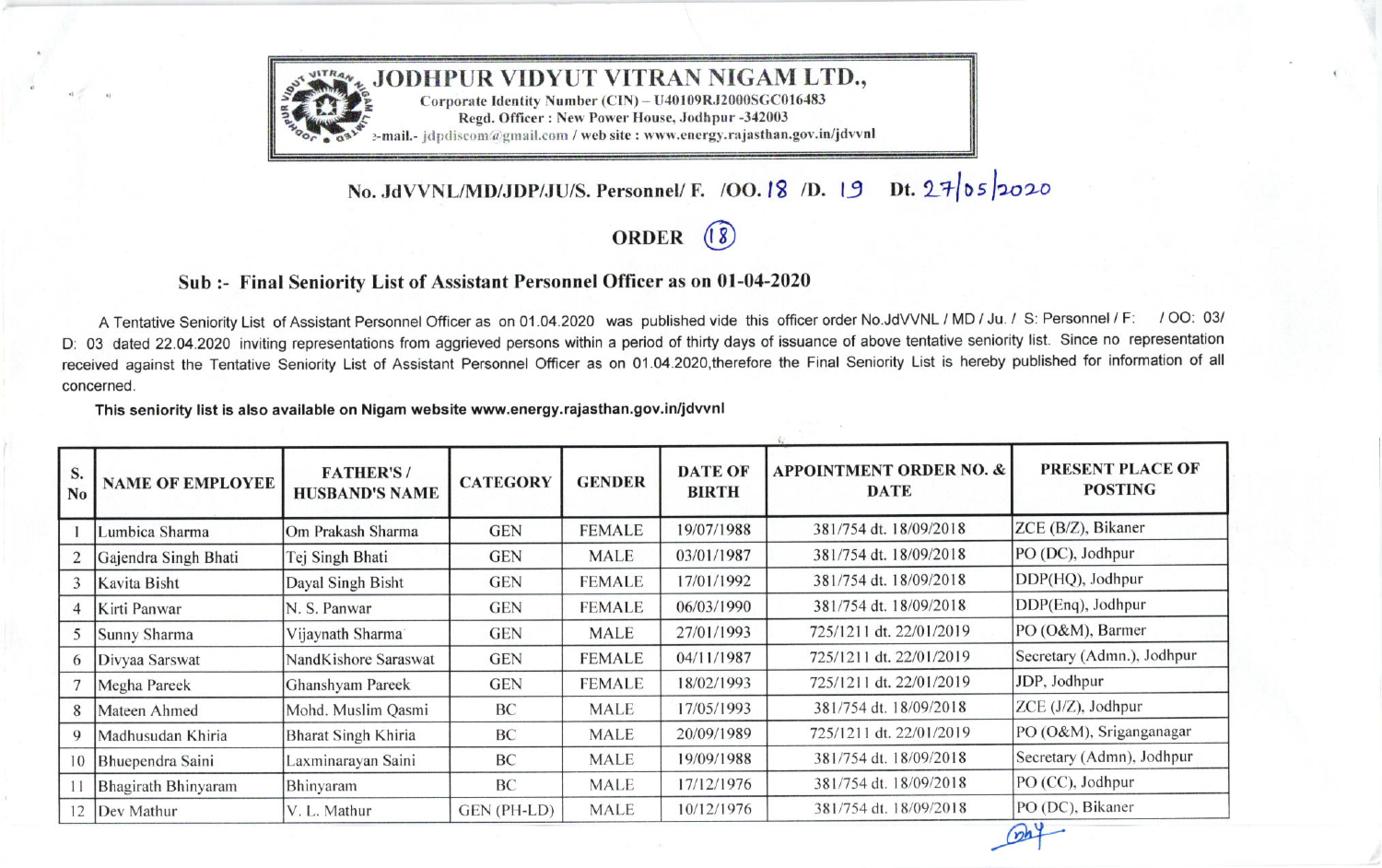# JODHPUR VIDYUT VITRAN NIGAM LTD.,

Corporate Identity Number (CIN) – U40109RJ2000SGC016483
Regd. Officer : New Power House, Jodhpur -342003
e-mail.- jdpdiscom@gmail.com / web site : www.energy.rajasthan.gov.in/jdvvnl

**No. JdVVNL/MD/JDP/JU/S. Personnel/ F. /OO. 18 /D. 19 Dt. 27/05/2020**

## ORDER (18)

### Sub :- Final Seniority List of Assistant Personnel Officer as on 01-04-2020

A Tentative Seniority List of Assistant Personnel Officer as on 01.04.2020 was published vide this officer order No.JdVVNL / MD / Ju. / S: Personnel / F: / OO: 03/ D: 03 dated 22.04.2020 inviting representations from aggrieved persons within a period of thirty days of issuance of above tentative seniority list. Since no representation received against the Tentative Seniority List of Assistant Personnel Officer as on 01.04.2020,therefore the Final Seniority List is hereby published for information of all concerned.

**This seniority list is also available on Nigam website www.energy.rajasthan.gov.in/jdvvnl**

| S. No | NAME OF EMPLOYEE | FATHER'S / HUSBAND'S NAME | CATEGORY | GENDER | DATE OF BIRTH | APPOINTMENT ORDER NO. & DATE | PRESENT PLACE OF POSTING |
|---|---|---|---|---|---|---|---|
| 1 | Lumbica Sharma | Om Prakash Sharma | GEN | FEMALE | 19/07/1988 | 381/754 dt. 18/09/2018 | ZCE (B/Z), Bikaner |
| 2 | Gajendra Singh Bhati | Tej Singh Bhati | GEN | MALE | 03/01/1987 | 381/754 dt. 18/09/2018 | PO (DC), Jodhpur |
| 3 | Kavita Bisht | Dayal Singh Bisht | GEN | FEMALE | 17/01/1992 | 381/754 dt. 18/09/2018 | DDP(HQ), Jodhpur |
| 4 | Kirti Panwar | N. S. Panwar | GEN | FEMALE | 06/03/1990 | 381/754 dt. 18/09/2018 | DDP(Enq), Jodhpur |
| 5 | Sunny Sharma | Vijaynath Sharma | GEN | MALE | 27/01/1993 | 725/1211 dt. 22/01/2019 | PO (O&M), Barmer |
| 6 | Divyaa Sarswat | NandKishore Saraswat | GEN | FEMALE | 04/11/1987 | 725/1211 dt. 22/01/2019 | Secretary (Admn.), Jodhpur |
| 7 | Megha Pareek | Ghanshyam Pareek | GEN | FEMALE | 18/02/1993 | 725/1211 dt. 22/01/2019 | JDP, Jodhpur |
| 8 | Mateen Ahmed | Mohd. Muslim Qasmi | BC | MALE | 17/05/1993 | 381/754 dt. 18/09/2018 | ZCE (J/Z), Jodhpur |
| 9 | Madhusudan Khiria | Bharat Singh Khiria | BC | MALE | 20/09/1989 | 725/1211 dt. 22/01/2019 | PO (O&M), Sriganganagar |
| 10 | Bhuependra Saini | Laxminarayan Saini | BC | MALE | 19/09/1988 | 381/754 dt. 18/09/2018 | Secretary (Admn), Jodhpur |
| 11 | Bhagirath Bhinyaram | Bhinyaram | BC | MALE | 17/12/1976 | 381/754 dt. 18/09/2018 | PO (CC), Jodhpur |
| 12 | Dev Mathur | V. L. Mathur | GEN (PH-LD) | MALE | 10/12/1976 | 381/754 dt. 18/09/2018 | PO (DC), Bikaner |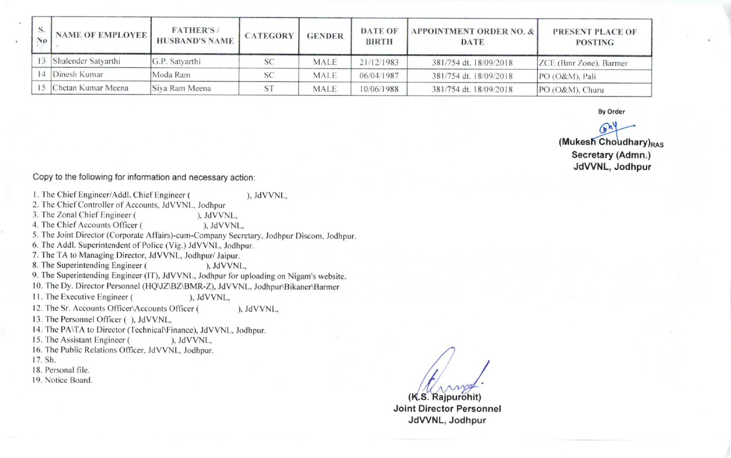| S. No | NAME OF EMPLOYEE | FATHER'S / HUSBAND'S NAME | CATEGORY | GENDER | DATE OF BIRTH | APPOINTMENT ORDER NO. & DATE | PRESENT PLACE OF POSTING |
|---|---|---|---|---|---|---|---|
| 13 | Shalender Satyarthi | G.P. Satyarthi | SC | MALE | 21/12/1983 | 381/754 dt. 18/09/2018 | ZCE (Bmr Zone), Barmer |
| 14 | Dinesh Kumar | Moda Ram | SC | MALE | 06/04/1987 | 381/754 dt. 18/09/2018 | PO (O&M), Pali |
| 15 | Chetan Kumar Meena | Siya Ram Meena | ST | MALE | 10/06/1988 | 381/754 dt. 18/09/2018 | PO (O&M), Churu |

By Order

**(Mukesh Choudhary)RAS**
**Secretary (Admn.)**
**JdVVNL, Jodhpur**

Copy to the following for information and necessary action:

1. The Chief Engineer/Addl. Chief Engineer ( ), JdVVNL,
2. The Chief Controller of Accounts, JdVVNL, Jodhpur
3. The Zonal Chief Engineer ( ), JdVVNL,
4. The Chief Accounts Officer ( ), JdVVNL,
5. The Joint Director (Corporate Affairs)-cum-Company Secretary, Jodhpur Discom, Jodhpur.
6. The Addl. Superintendent of Police (Vig.) JdVVNL, Jodhpur.
7. The TA to Managing Director, JdVVNL, Jodhpur/ Jaipur.
8. The Superintending Engineer ( ), JdVVNL,
9. The Superintending Engineer (IT), JdVVNL, Jodhpur for uploading on Nigam's website.
10. The Dy. Director Personnel (HQ\JZ\BZ\BMR-Z), JdVVNL, Jodhpur\Bikaner\Barmer
11. The Executive Engineer ( ), JdVVNL,
12. The Sr. Accounts Officer\Accounts Officer ( ), JdVVNL,
13. The Personnel Officer ( ), JdVVNL,
14. The PA\TA to Director (Technical\Finance), JdVVNL, Jodhpur.
15. The Assistant Engineer ( ), JdVVNL,
16. The Public Relations Officer, JdVVNL, Jodhpur.
17. Sh.
18. Personal file.
19. Notice Board.

**(K.S. Rajpurohit)**
**Joint Director Personnel**
**JdVVNL, Jodhpur**